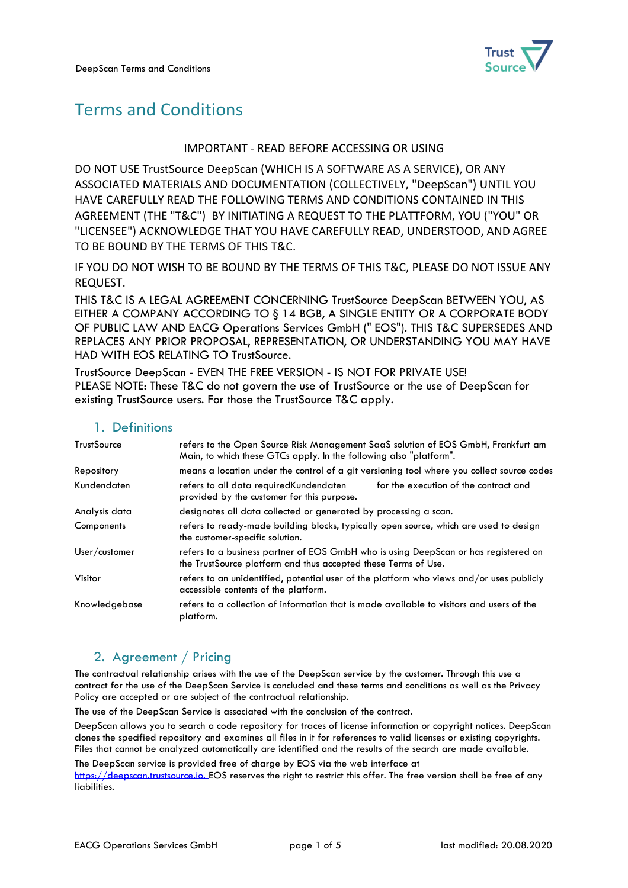# Terms and Conditions

IMPORTANT - READ BEFORE ACCESSING OR USING

DO NOT USE TrustSource DeepScan (WHICH IS A SOFTWARE AS A SERVICE), OR ANY ASSOCIATED MATERIALS AND DOCUMENTATION (COLLECTIVELY, "DeepScan") UNTIL YOU HAVE CAREFULLY READ THE FOLLOWING TERMS AND CONDITIONS CONTAINED IN THIS AGREEMENT (THE "T&C") BY INITIATING A REQUEST TO THE PLATTFORM, YOU ("YOU" OR "LICENSEE") ACKNOWLEDGE THAT YOU HAVE CAREFULLY READ, UNDERSTOOD, AND AGREE TO BE BOUND BY THE TERMS OF THIS T&C.

IF YOU DO NOT WISH TO BE BOUND BY THE TERMS OF THIS T&C, PLEASE DO NOT ISSUE ANY REQUEST.

THIS T&C IS A LEGAL AGREEMENT CONCERNING TrustSource DeepScan BETWEEN YOU, AS EITHER A COMPANY ACCORDING TO § 14 BGB, A SINGLE ENTITY OR A CORPORATE BODY OF PUBLIC LAW AND EACG Operations Services GmbH (" EOS"). THIS T&C SUPERSEDES AND REPLACES ANY PRIOR PROPOSAL, REPRESENTATION, OR UNDERSTANDING YOU MAY HAVE HAD WITH EOS RELATING TO TrustSource.

TrustSource DeepScan - EVEN THE FREE VERSION - IS NOT FOR PRIVATE USE!
PLEASE NOTE: These T&C do not govern the use of TrustSource or the use of DeepScan for existing TrustSource users. For those the TrustSource T&C apply.

## 1. Definitions

| | |
|---|---|
| TrustSource | refers to the Open Source Risk Management SaaS solution of EOS GmbH, Frankfurt am Main, to which these GTCs apply. In the following also "platform". |
| Repository | means a location under the control of a git versioning tool where you collect source codes |
| Kundendaten | refers to all data requiredKundendaten for the execution of the contract and provided by the customer for this purpose. |
| Analysis data | designates all data collected or generated by processing a scan. |
| Components | refers to ready-made building blocks, typically open source, which are used to design the customer-specific solution. |
| User/customer | refers to a business partner of EOS GmbH who is using DeepScan or has registered on the TrustSource platform and thus accepted these Terms of Use. |
| Visitor | refers to an unidentified, potential user of the platform who views and/or uses publicly accessible contents of the platform. |
| Knowledgebase | refers to a collection of information that is made available to visitors and users of the platform. |

## 2. Agreement / Pricing

The contractual relationship arises with the use of the DeepScan service by the customer. Through this use a contract for the use of the DeepScan Service is concluded and these terms and conditions as well as the Privacy Policy are accepted or are subject of the contractual relationship.

The use of the DeepScan Service is associated with the conclusion of the contract.

DeepScan allows you to search a code repository for traces of license information or copyright notices. DeepScan clones the specified repository and examines all files in it for references to valid licenses or existing copyrights. Files that cannot be analyzed automatically are identified and the results of the search are made available.

The DeepScan service is provided free of charge by EOS via the web interface at [https://deepscan.trustsource.io.](https://deepscan.trustsource.io) EOS reserves the right to restrict this offer. The free version shall be free of any liabilities.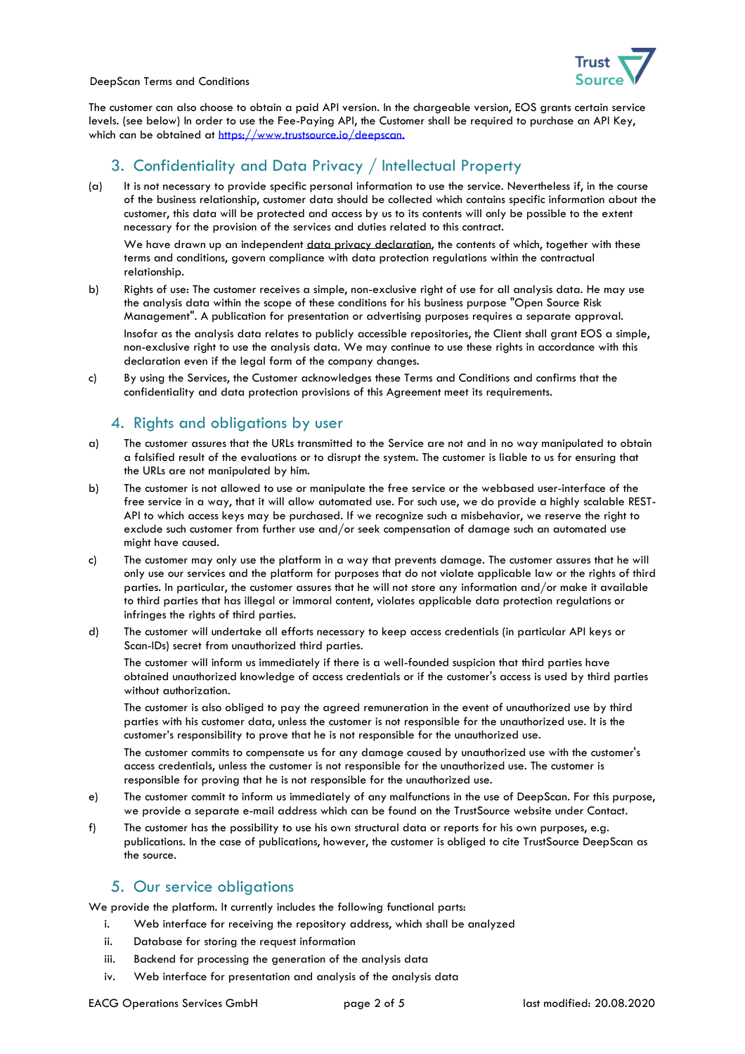The customer can also choose to obtain a paid API version. In the chargeable version, EOS grants certain service levels. (see below) In order to use the Fee-Paying API, the Customer shall be required to purchase an API Key, which can be obtained at [https://www.trustsource.io/deepscan.](https://www.trustsource.io/deepscan)

## 3. Confidentiality and Data Privacy / Intellectual Property

(a) It is not necessary to provide specific personal information to use the service. Nevertheless if, in the course of the business relationship, customer data should be collected which contains specific information about the customer, this data will be protected and access by us to its contents will only be possible to the extent necessary for the provision of the services and duties related to this contract.

We have drawn up an independent data privacy declaration, the contents of which, together with these terms and conditions, govern compliance with data protection regulations within the contractual relationship.

b) Rights of use: The customer receives a simple, non-exclusive right of use for all analysis data. He may use the analysis data within the scope of these conditions for his business purpose "Open Source Risk Management". A publication for presentation or advertising purposes requires a separate approval.

Insofar as the analysis data relates to publicly accessible repositories, the Client shall grant EOS a simple, non-exclusive right to use the analysis data. We may continue to use these rights in accordance with this declaration even if the legal form of the company changes.

c) By using the Services, the Customer acknowledges these Terms and Conditions and confirms that the confidentiality and data protection provisions of this Agreement meet its requirements.

## 4. Rights and obligations by user

a) The customer assures that the URLs transmitted to the Service are not and in no way manipulated to obtain a falsified result of the evaluations or to disrupt the system. The customer is liable to us for ensuring that the URLs are not manipulated by him.

b) The customer is not allowed to use or manipulate the free service or the webbased user-interface of the free service in a way, that it will allow automated use. For such use, we do provide a highly scalable REST-API to which access keys may be purchased. If we recognize such a misbehavior, we reserve the right to exclude such customer from further use and/or seek compensation of damage such an automated use might have caused.

c) The customer may only use the platform in a way that prevents damage. The customer assures that he will only use our services and the platform for purposes that do not violate applicable law or the rights of third parties. In particular, the customer assures that he will not store any information and/or make it available to third parties that has illegal or immoral content, violates applicable data protection regulations or infringes the rights of third parties.

d) The customer will undertake all efforts necessary to keep access credentials (in particular API keys or Scan-IDs) secret from unauthorized third parties.

The customer will inform us immediately if there is a well-founded suspicion that third parties have obtained unauthorized knowledge of access credentials or if the customer's access is used by third parties without authorization.

The customer is also obliged to pay the agreed remuneration in the event of unauthorized use by third parties with his customer data, unless the customer is not responsible for the unauthorized use. It is the customer's responsibility to prove that he is not responsible for the unauthorized use.

The customer commits to compensate us for any damage caused by unauthorized use with the customer's access credentials, unless the customer is not responsible for the unauthorized use. The customer is responsible for proving that he is not responsible for the unauthorized use.

e) The customer commit to inform us immediately of any malfunctions in the use of DeepScan. For this purpose, we provide a separate e-mail address which can be found on the TrustSource website under Contact.

f) The customer has the possibility to use his own structural data or reports for his own purposes, e.g. publications. In the case of publications, however, the customer is obliged to cite TrustSource DeepScan as the source.

## 5. Our service obligations

We provide the platform. It currently includes the following functional parts:

i. Web interface for receiving the repository address, which shall be analyzed
ii. Database for storing the request information
iii. Backend for processing the generation of the analysis data
iv. Web interface for presentation and analysis of the analysis data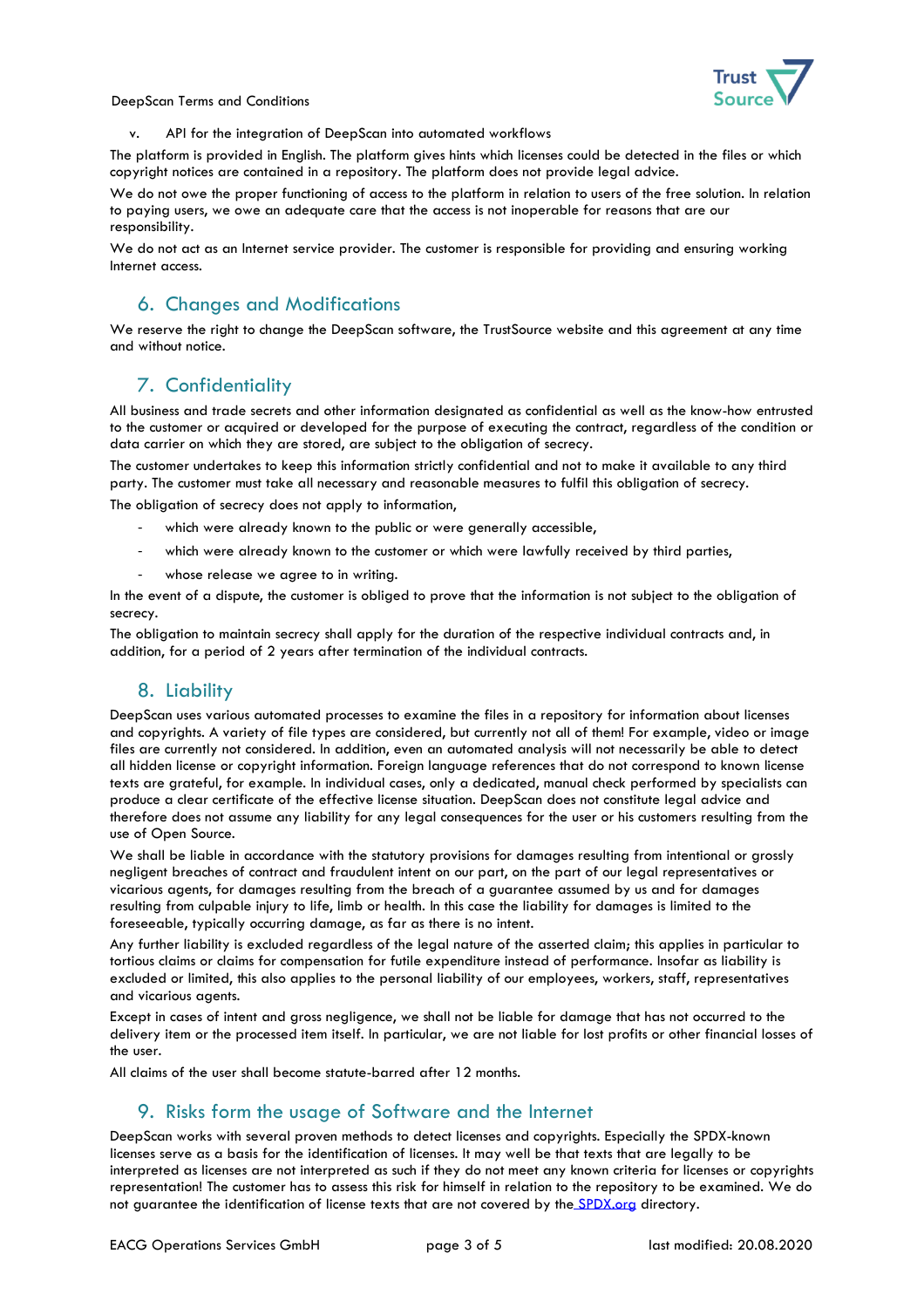v. API for the integration of DeepScan into automated workflows

The platform is provided in English. The platform gives hints which licenses could be detected in the files or which copyright notices are contained in a repository. The platform does not provide legal advice.

We do not owe the proper functioning of access to the platform in relation to users of the free solution. In relation to paying users, we owe an adequate care that the access is not inoperable for reasons that are our responsibility.

We do not act as an Internet service provider. The customer is responsible for providing and ensuring working Internet access.

## 6. Changes and Modifications

We reserve the right to change the DeepScan software, the TrustSource website and this agreement at any time and without notice.

## 7. Confidentiality

All business and trade secrets and other information designated as confidential as well as the know-how entrusted to the customer or acquired or developed for the purpose of executing the contract, regardless of the condition or data carrier on which they are stored, are subject to the obligation of secrecy.

The customer undertakes to keep this information strictly confidential and not to make it available to any third party. The customer must take all necessary and reasonable measures to fulfil this obligation of secrecy.

The obligation of secrecy does not apply to information,

- which were already known to the public or were generally accessible,
- which were already known to the customer or which were lawfully received by third parties,
- whose release we agree to in writing.

In the event of a dispute, the customer is obliged to prove that the information is not subject to the obligation of secrecy.

The obligation to maintain secrecy shall apply for the duration of the respective individual contracts and, in addition, for a period of 2 years after termination of the individual contracts.

## 8. Liability

DeepScan uses various automated processes to examine the files in a repository for information about licenses and copyrights. A variety of file types are considered, but currently not all of them! For example, video or image files are currently not considered. In addition, even an automated analysis will not necessarily be able to detect all hidden license or copyright information. Foreign language references that do not correspond to known license texts are grateful, for example. In individual cases, only a dedicated, manual check performed by specialists can produce a clear certificate of the effective license situation. DeepScan does not constitute legal advice and therefore does not assume any liability for any legal consequences for the user or his customers resulting from the use of Open Source.

We shall be liable in accordance with the statutory provisions for damages resulting from intentional or grossly negligent breaches of contract and fraudulent intent on our part, on the part of our legal representatives or vicarious agents, for damages resulting from the breach of a guarantee assumed by us and for damages resulting from culpable injury to life, limb or health. In this case the liability for damages is limited to the foreseeable, typically occurring damage, as far as there is no intent.

Any further liability is excluded regardless of the legal nature of the asserted claim; this applies in particular to tortious claims or claims for compensation for futile expenditure instead of performance. Insofar as liability is excluded or limited, this also applies to the personal liability of our employees, workers, staff, representatives and vicarious agents.

Except in cases of intent and gross negligence, we shall not be liable for damage that has not occurred to the delivery item or the processed item itself. In particular, we are not liable for lost profits or other financial losses of the user.

All claims of the user shall become statute-barred after 12 months.

## 9. Risks form the usage of Software and the Internet

DeepScan works with several proven methods to detect licenses and copyrights. Especially the SPDX-known licenses serve as a basis for the identification of licenses. It may well be that texts that are legally to be interpreted as licenses are not interpreted as such if they do not meet any known criteria for licenses or copyrights representation! The customer has to assess this risk for himself in relation to the repository to be examined. We do not guarantee the identification of license texts that are not covered by the SPDX.org directory.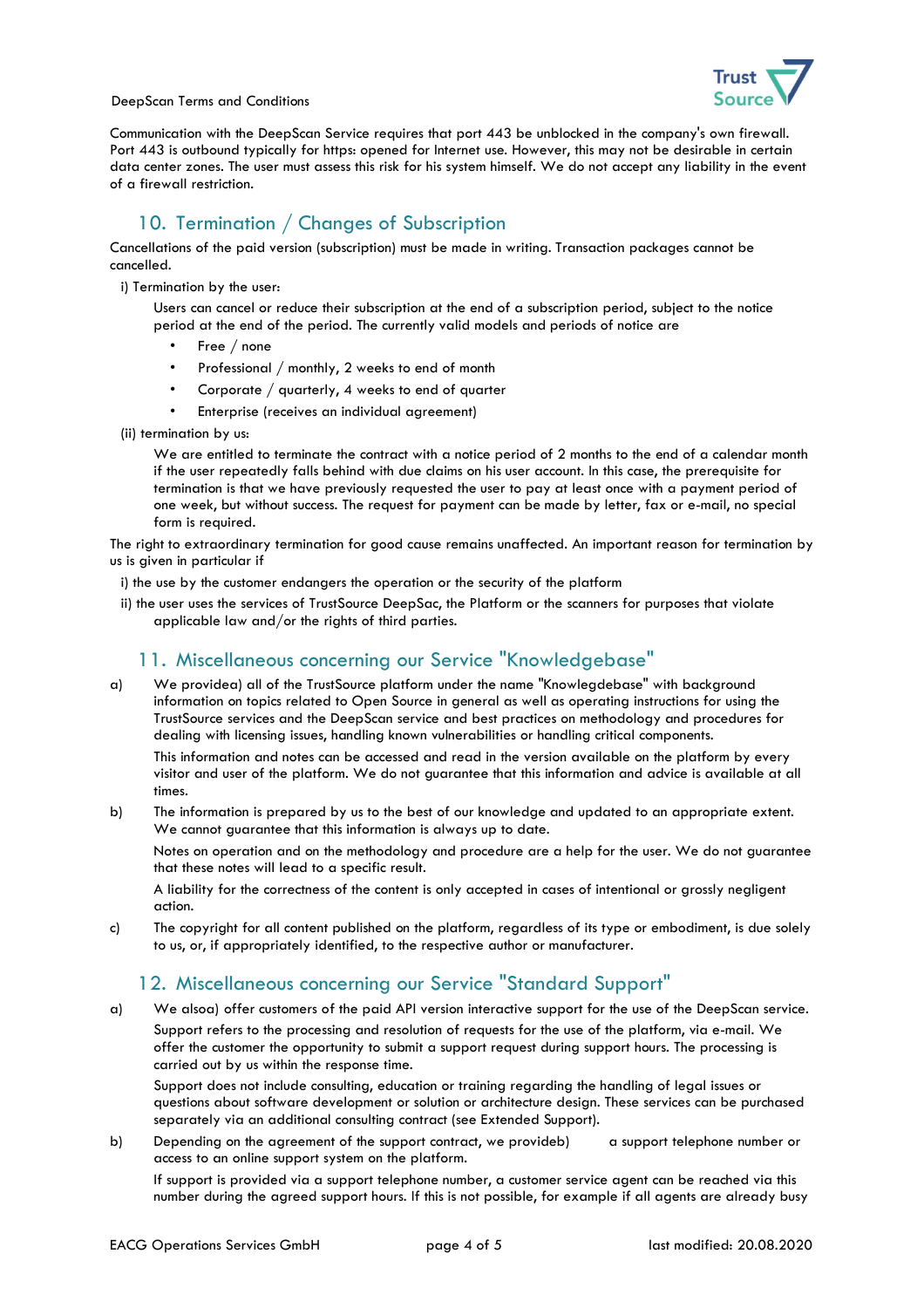Communication with the DeepScan Service requires that port 443 be unblocked in the company's own firewall. Port 443 is outbound typically for https: opened for Internet use. However, this may not be desirable in certain data center zones. The user must assess this risk for his system himself. We do not accept any liability in the event of a firewall restriction.

## 10. Termination / Changes of Subscription

Cancellations of the paid version (subscription) must be made in writing. Transaction packages cannot be cancelled.

i) Termination by the user:

Users can cancel or reduce their subscription at the end of a subscription period, subject to the notice period at the end of the period. The currently valid models and periods of notice are

- Free / none
- Professional / monthly, 2 weeks to end of month
- Corporate / quarterly, 4 weeks to end of quarter
- Enterprise (receives an individual agreement)

(ii) termination by us:

We are entitled to terminate the contract with a notice period of 2 months to the end of a calendar month if the user repeatedly falls behind with due claims on his user account. In this case, the prerequisite for termination is that we have previously requested the user to pay at least once with a payment period of one week, but without success. The request for payment can be made by letter, fax or e-mail, no special form is required.

The right to extraordinary termination for good cause remains unaffected. An important reason for termination by us is given in particular if

i) the use by the customer endangers the operation or the security of the platform

ii) the user uses the services of TrustSource DeepSac, the Platform or the scanners for purposes that violate applicable law and/or the rights of third parties.

## 11. Miscellaneous concerning our Service "Knowledgebase"

a) We providea) all of the TrustSource platform under the name "Knowlegdebase" with background information on topics related to Open Source in general as well as operating instructions for using the TrustSource services and the DeepScan service and best practices on methodology and procedures for dealing with licensing issues, handling known vulnerabilities or handling critical components.

This information and notes can be accessed and read in the version available on the platform by every visitor and user of the platform. We do not guarantee that this information and advice is available at all times.

b) The information is prepared by us to the best of our knowledge and updated to an appropriate extent. We cannot guarantee that this information is always up to date.

Notes on operation and on the methodology and procedure are a help for the user. We do not guarantee that these notes will lead to a specific result.

A liability for the correctness of the content is only accepted in cases of intentional or grossly negligent action.

c) The copyright for all content published on the platform, regardless of its type or embodiment, is due solely to us, or, if appropriately identified, to the respective author or manufacturer.

## 12. Miscellaneous concerning our Service "Standard Support"

a) We alsoa) offer customers of the paid API version interactive support for the use of the DeepScan service.

Support refers to the processing and resolution of requests for the use of the platform, via e-mail. We offer the customer the opportunity to submit a support request during support hours. The processing is carried out by us within the response time.

Support does not include consulting, education or training regarding the handling of legal issues or questions about software development or solution or architecture design. These services can be purchased separately via an additional consulting contract (see Extended Support).

b) Depending on the agreement of the support contract, we provideb) a support telephone number or access to an online support system on the platform.

If support is provided via a support telephone number, a customer service agent can be reached via this number during the agreed support hours. If this is not possible, for example if all agents are already busy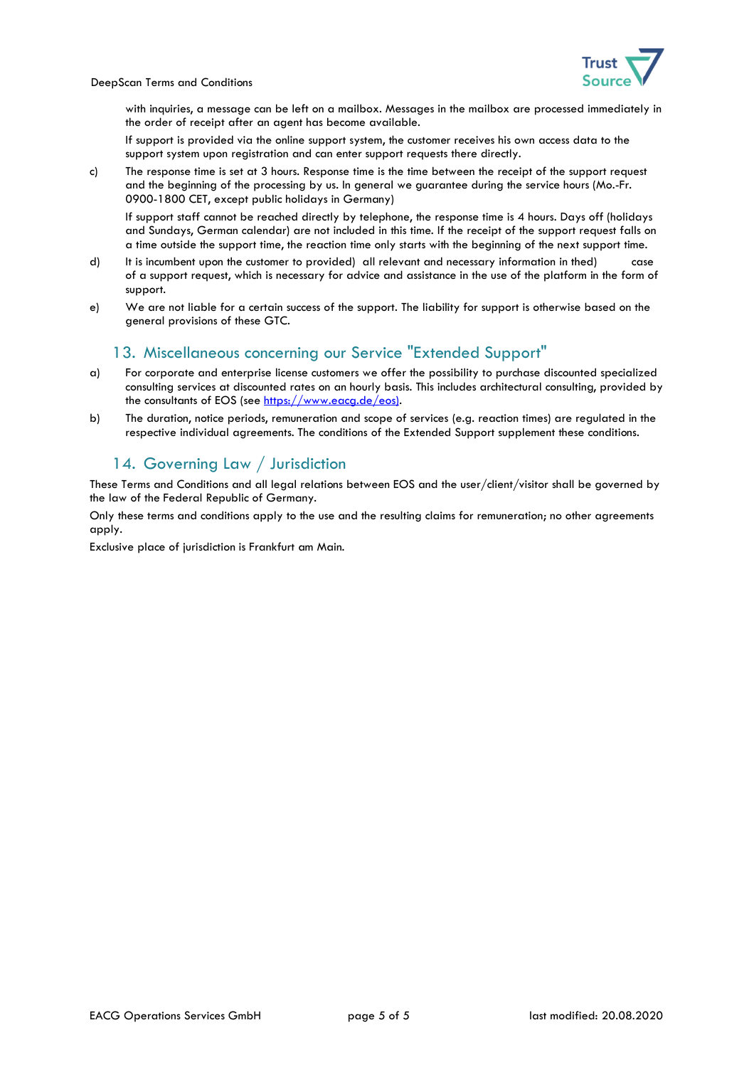with inquiries, a message can be left on a mailbox. Messages in the mailbox are processed immediately in the order of receipt after an agent has become available.

If support is provided via the online support system, the customer receives his own access data to the support system upon registration and can enter support requests there directly.

c) The response time is set at 3 hours. Response time is the time between the receipt of the support request and the beginning of the processing by us. In general we guarantee during the service hours (Mo.-Fr. 0900-1800 CET, except public holidays in Germany)

If support staff cannot be reached directly by telephone, the response time is 4 hours. Days off (holidays and Sundays, German calendar) are not included in this time. If the receipt of the support request falls on a time outside the support time, the reaction time only starts with the beginning of the next support time.

d) It is incumbent upon the customer to provided) all relevant and necessary information in thed) case of a support request, which is necessary for advice and assistance in the use of the platform in the form of support.

e) We are not liable for a certain success of the support. The liability for support is otherwise based on the general provisions of these GTC.

## 13. Miscellaneous concerning our Service "Extended Support"

a) For corporate and enterprise license customers we offer the possibility to purchase discounted specialized consulting services at discounted rates on an hourly basis. This includes architectural consulting, provided by the consultants of EOS (see https://www.eacg.de/eos).

b) The duration, notice periods, remuneration and scope of services (e.g. reaction times) are regulated in the respective individual agreements. The conditions of the Extended Support supplement these conditions.

## 14. Governing Law / Jurisdiction

These Terms and Conditions and all legal relations between EOS and the user/client/visitor shall be governed by the law of the Federal Republic of Germany.

Only these terms and conditions apply to the use and the resulting claims for remuneration; no other agreements apply.

Exclusive place of jurisdiction is Frankfurt am Main.